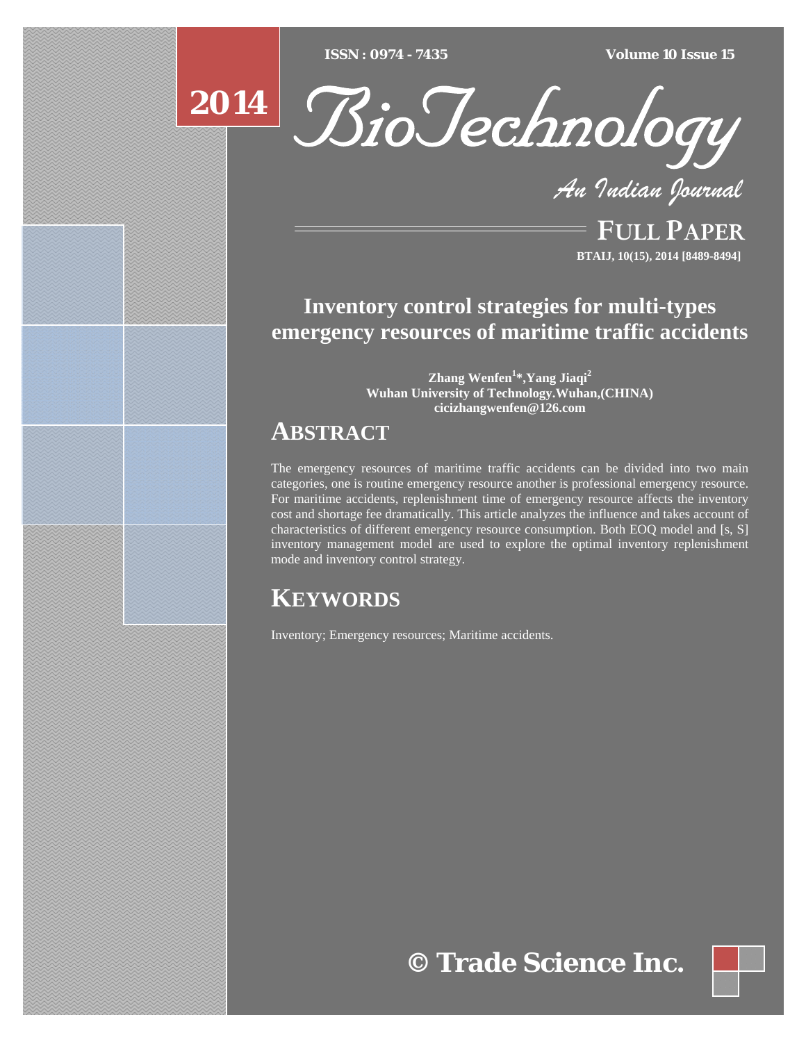# Inventory control strategies for multi-types emergency resources of maritime traffic accidents

**Zhang Wenfen[1]\*, Yang Jiaqi[2]**
**Wuhan University of Technology.Wuhan,(CHINA)**
**cicizhangwenfen@126.com**

## ABSTRACT

The emergency resources of maritime traffic accidents can be divided into two main categories, one is routine emergency resource another is professional emergency resource. For maritime accidents, replenishment time of emergency resource affects the inventory cost and shortage fee dramatically. This article analyzes the influence and takes account of characteristics of different emergency resource consumption. Both EOQ model and [s, S] inventory management model are used to explore the optimal inventory replenishment mode and inventory control strategy.

## KEYWORDS

Inventory; Emergency resources; Maritime accidents.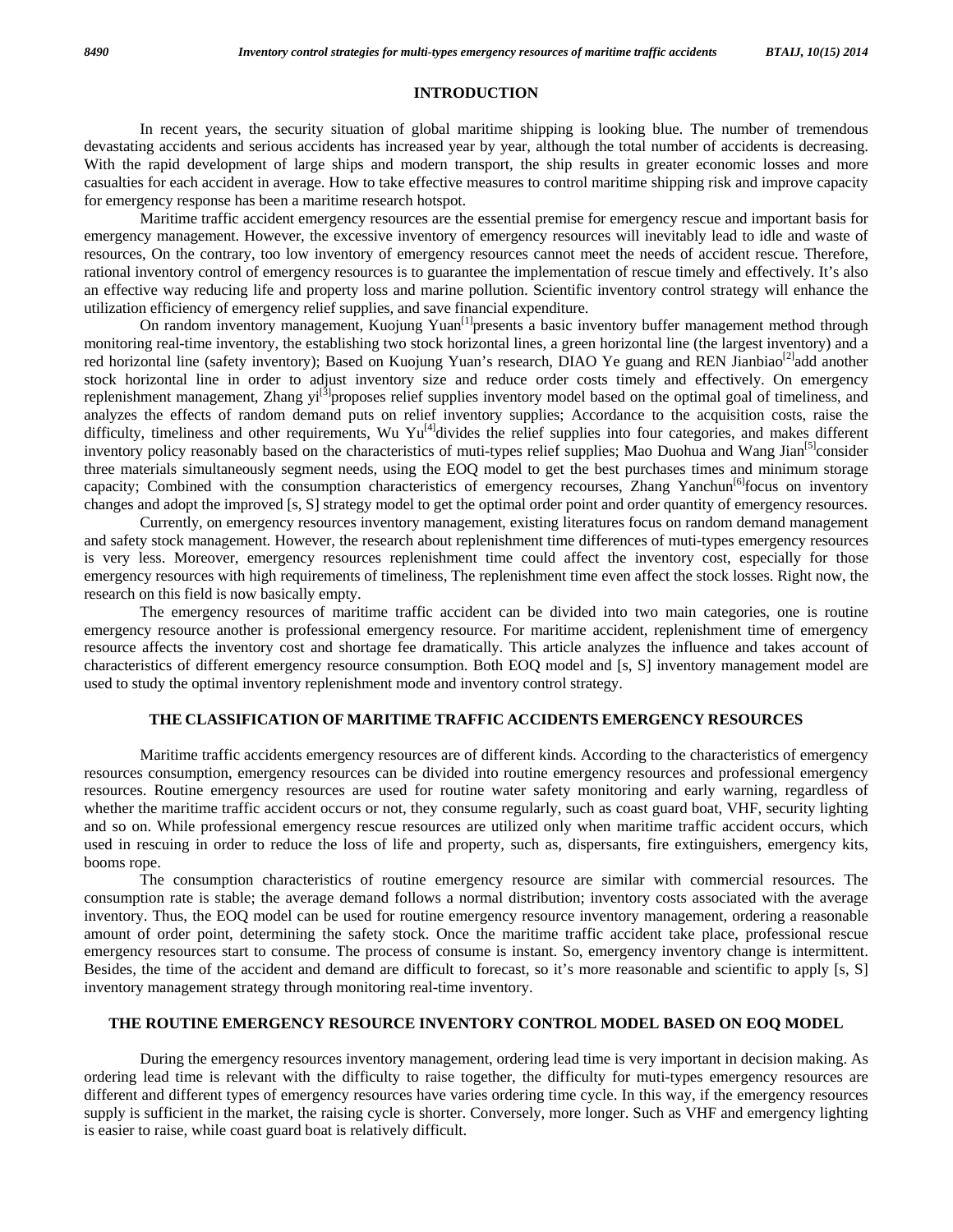## INTRODUCTION

In recent years, the security situation of global maritime shipping is looking blue. The number of tremendous devastating accidents and serious accidents has increased year by year, although the total number of accidents is decreasing. With the rapid development of large ships and modern transport, the ship results in greater economic losses and more casualties for each accident in average. How to take effective measures to control maritime shipping risk and improve capacity for emergency response has been a maritime research hotspot.

Maritime traffic accident emergency resources are the essential premise for emergency rescue and important basis for emergency management. However, the excessive inventory of emergency resources will inevitably lead to idle and waste of resources, On the contrary, too low inventory of emergency resources cannot meet the needs of accident rescue. Therefore, rational inventory control of emergency resources is to guarantee the implementation of rescue timely and effectively. It's also an effective way reducing life and property loss and marine pollution. Scientific inventory control strategy will enhance the utilization efficiency of emergency relief supplies, and save financial expenditure.

On random inventory management, Kuojung Yuan[1]presents a basic inventory buffer management method through monitoring real-time inventory, the establishing two stock horizontal lines, a green horizontal line (the largest inventory) and a red horizontal line (safety inventory); Based on Kuojung Yuan's research, DIAO Ye guang and REN Jianbiao[2]add another stock horizontal line in order to adjust inventory size and reduce order costs timely and effectively. On emergency replenishment management, Zhang yi[3]proposes relief supplies inventory model based on the optimal goal of timeliness, and analyzes the effects of random demand puts on relief inventory supplies; Accordance to the acquisition costs, raise the difficulty, timeliness and other requirements, Wu Yu[4]divides the relief supplies into four categories, and makes different inventory policy reasonably based on the characteristics of muti-types relief supplies; Mao Duohua and Wang Jian[5]consider three materials simultaneously segment needs, using the EOQ model to get the best purchases times and minimum storage capacity; Combined with the consumption characteristics of emergency recourses, Zhang Yanchun[6]focus on inventory changes and adopt the improved [s, S] strategy model to get the optimal order point and order quantity of emergency resources.

Currently, on emergency resources inventory management, existing literatures focus on random demand management and safety stock management. However, the research about replenishment time differences of muti-types emergency resources is very less. Moreover, emergency resources replenishment time could affect the inventory cost, especially for those emergency resources with high requirements of timeliness, The replenishment time even affect the stock losses. Right now, the research on this field is now basically empty.

The emergency resources of maritime traffic accident can be divided into two main categories, one is routine emergency resource another is professional emergency resource. For maritime accident, replenishment time of emergency resource affects the inventory cost and shortage fee dramatically. This article analyzes the influence and takes account of characteristics of different emergency resource consumption. Both EOQ model and [s, S] inventory management model are used to study the optimal inventory replenishment mode and inventory control strategy.

## THE CLASSIFICATION OF MARITIME TRAFFIC ACCIDENTS EMERGENCY RESOURCES

Maritime traffic accidents emergency resources are of different kinds. According to the characteristics of emergency resources consumption, emergency resources can be divided into routine emergency resources and professional emergency resources. Routine emergency resources are used for routine water safety monitoring and early warning, regardless of whether the maritime traffic accident occurs or not, they consume regularly, such as coast guard boat, VHF, security lighting and so on. While professional emergency rescue resources are utilized only when maritime traffic accident occurs, which used in rescuing in order to reduce the loss of life and property, such as, dispersants, fire extinguishers, emergency kits, booms rope.

The consumption characteristics of routine emergency resource are similar with commercial resources. The consumption rate is stable; the average demand follows a normal distribution; inventory costs associated with the average inventory. Thus, the EOQ model can be used for routine emergency resource inventory management, ordering a reasonable amount of order point, determining the safety stock. Once the maritime traffic accident take place, professional rescue emergency resources start to consume. The process of consume is instant. So, emergency inventory change is intermittent. Besides, the time of the accident and demand are difficult to forecast, so it's more reasonable and scientific to apply [s, S] inventory management strategy through monitoring real-time inventory.

## THE ROUTINE EMERGENCY RESOURCE INVENTORY CONTROL MODEL BASED ON EOQ MODEL

During the emergency resources inventory management, ordering lead time is very important in decision making. As ordering lead time is relevant with the difficulty to raise together, the difficulty for muti-types emergency resources are different and different types of emergency resources have varies ordering time cycle. In this way, if the emergency resources supply is sufficient in the market, the raising cycle is shorter. Conversely, more longer. Such as VHF and emergency lighting is easier to raise, while coast guard boat is relatively difficult.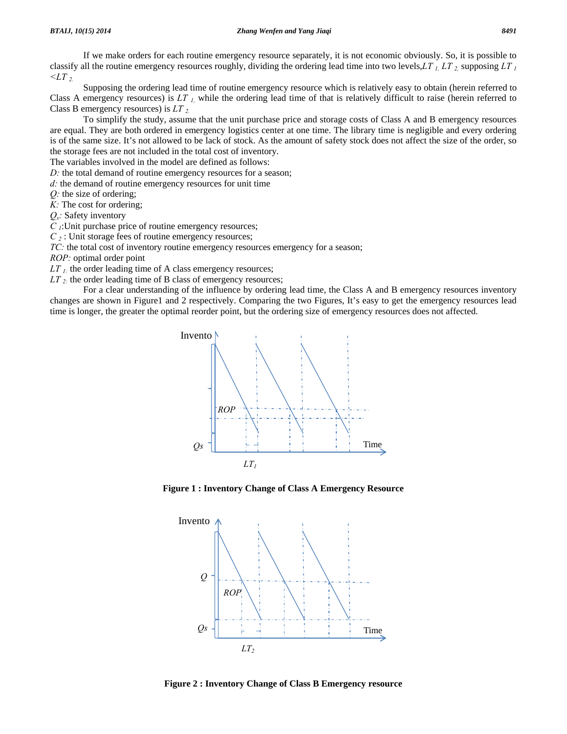If we make orders for each routine emergency resource separately, it is not economic obviously. So, it is possible to classify all the routine emergency resources roughly, dividing the ordering lead time into two levels, $LT_1$, $LT_2$, supposing $LT_1 < LT_2$.

Supposing the ordering lead time of routine emergency resource which is relatively easy to obtain (herein referred to Class A emergency resources) is $LT_1$, while the ordering lead time of that is relatively difficult to raise (herein referred to Class B emergency resources) is $LT_2$.

To simplify the study, assume that the unit purchase price and storage costs of Class A and B emergency resources are equal. They are both ordered in emergency logistics center at one time. The library time is negligible and every ordering is of the same size. It's not allowed to be lack of stock. As the amount of safety stock does not affect the size of the order, so the storage fees are not included in the total cost of inventory.

The variables involved in the model are defined as follows:

*D:* the total demand of routine emergency resources for a season;

*d:* the demand of routine emergency resources for unit time

*Q:* the size of ordering;

*K:* The cost for ordering;

$Q_s$: Safety inventory

$C_1$: Unit purchase price of routine emergency resources;

$C_2$ : Unit storage fees of routine emergency resources;

*TC:* the total cost of inventory routine emergency resources emergency for a season;

*ROP:* optimal order point

$LT_1$: the order leading time of A class emergency resources;

$LT_2$: the order leading time of B class of emergency resources;

For a clear understanding of the influence by ordering lead time, the Class A and B emergency resources inventory changes are shown in Figure1 and 2 respectively. Comparing the two Figures, It's easy to get the emergency resources lead time is longer, the greater the optimal reorder point, but the ordering size of emergency resources does not affected.

**Figure 1 : Inventory Change of Class A Emergency Resource**

**Figure 2 : Inventory Change of Class B Emergency resource**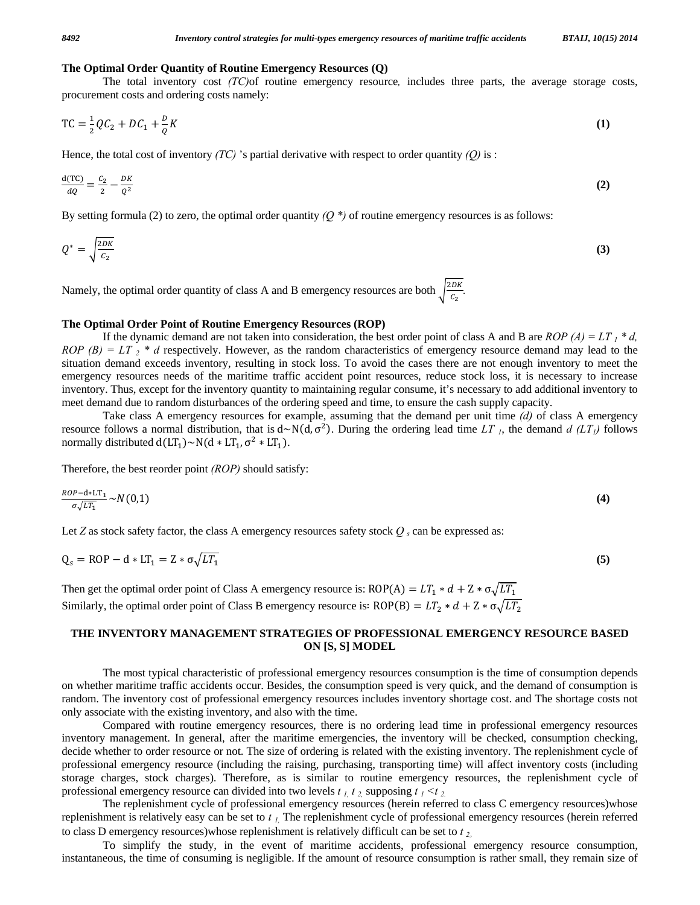### The Optimal Order Quantity of Routine Emergency Resources (Q)

The total inventory cost *(TC)*of routine emergency resource*,* includes three parts, the average storage costs, procurement costs and ordering costs namely:

$$\mathrm{TC} = \frac{1}{2}QC_2 + DC_1 + \frac{D}{Q}K \tag{1}$$

Hence, the total cost of inventory *(TC)* 's partial derivative with respect to order quantity *(Q)* is :

$$\frac{\mathrm{d(TC)}}{dQ} = \frac{C_2}{2} - \frac{DK}{Q^2} \tag{2}$$

By setting formula (2) to zero, the optimal order quantity *(Q \*)* of routine emergency resources is as follows:

$$Q^* = \sqrt{\frac{2DK}{C_2}} \tag{3}$$

Namely, the optimal order quantity of class A and B emergency resources are both $\sqrt{\frac{2DK}{C_2}}$.

### The Optimal Order Point of Routine Emergency Resources (ROP)

If the dynamic demand are not taken into consideration, the best order point of class A and B are $ROP\ (A) = LT_1 * d$, $ROP\ (B) = LT_2 * d$ respectively. However, as the random characteristics of emergency resource demand may lead to the situation demand exceeds inventory, resulting in stock loss. To avoid the cases there are not enough inventory to meet the emergency resources needs of the maritime traffic accident point resources, reduce stock loss, it is necessary to increase inventory. Thus, except for the inventory quantity to maintaining regular consume, it's necessary to add additional inventory to meet demand due to random disturbances of the ordering speed and time, to ensure the cash supply capacity.

Take class A emergency resources for example, assuming that the demand per unit time *(d)* of class A emergency resource follows a normal distribution, that is $\mathrm{d} \sim \mathrm{N}(\mathrm{d}, \sigma^2)$. During the ordering lead time $LT_1$, the demand $d\ (LT_1)$ follows normally distributed $\mathrm{d(LT_1)} \sim \mathrm{N(d * LT_1, \sigma^2 * LT_1)}$.

Therefore, the best reorder point *(ROP)* should satisfy:

$$\frac{ROP - \mathrm{d} * \mathrm{LT_1}}{\sigma\sqrt{LT_1}} \sim N(0,1) \tag{4}$$

Let *Z* as stock safety factor, the class A emergency resources safety stock $Q_s$ can be expressed as:

$$\mathrm{Q}_s = \mathrm{ROP} - \mathrm{d} * \mathrm{LT_1} = \mathrm{Z} * \sigma\sqrt{LT_1} \tag{5}$$

Then get the optimal order point of Class A emergency resource is: $\mathrm{ROP(A)} = LT_1 * d + \mathrm{Z} * \sigma\sqrt{LT_1}$

Similarly, the optimal order point of Class B emergency resource is: $\mathrm{ROP(B)} = LT_2 * d + \mathrm{Z} * \sigma\sqrt{LT_2}$

## THE INVENTORY MANAGEMENT STRATEGIES OF PROFESSIONAL EMERGENCY RESOURCE BASED ON [S, S] MODEL

The most typical characteristic of professional emergency resources consumption is the time of consumption depends on whether maritime traffic accidents occur. Besides, the consumption speed is very quick, and the demand of consumption is random. The inventory cost of professional emergency resources includes inventory shortage cost. and The shortage costs not only associate with the existing inventory, and also with the time.

Compared with routine emergency resources, there is no ordering lead time in professional emergency resources inventory management. In general, after the maritime emergencies, the inventory will be checked, consumption checking, decide whether to order resource or not. The size of ordering is related with the existing inventory. The replenishment cycle of professional emergency resource (including the raising, purchasing, transporting time) will affect inventory costs (including storage charges, stock charges). Therefore, as is similar to routine emergency resources, the replenishment cycle of professional emergency resource can divided into two levels $t_1$, $t_2$, supposing $t_1 < t_2$.

The replenishment cycle of professional emergency resources (herein referred to class C emergency resources)whose replenishment is relatively easy can be set to $t_1$. The replenishment cycle of professional emergency resources (herein referred to class D emergency resources)whose replenishment is relatively difficult can be set to $t_2$.

To simplify the study, in the event of maritime accidents, professional emergency resource consumption, instantaneous, the time of consuming is negligible. If the amount of resource consumption is rather small, they remain size of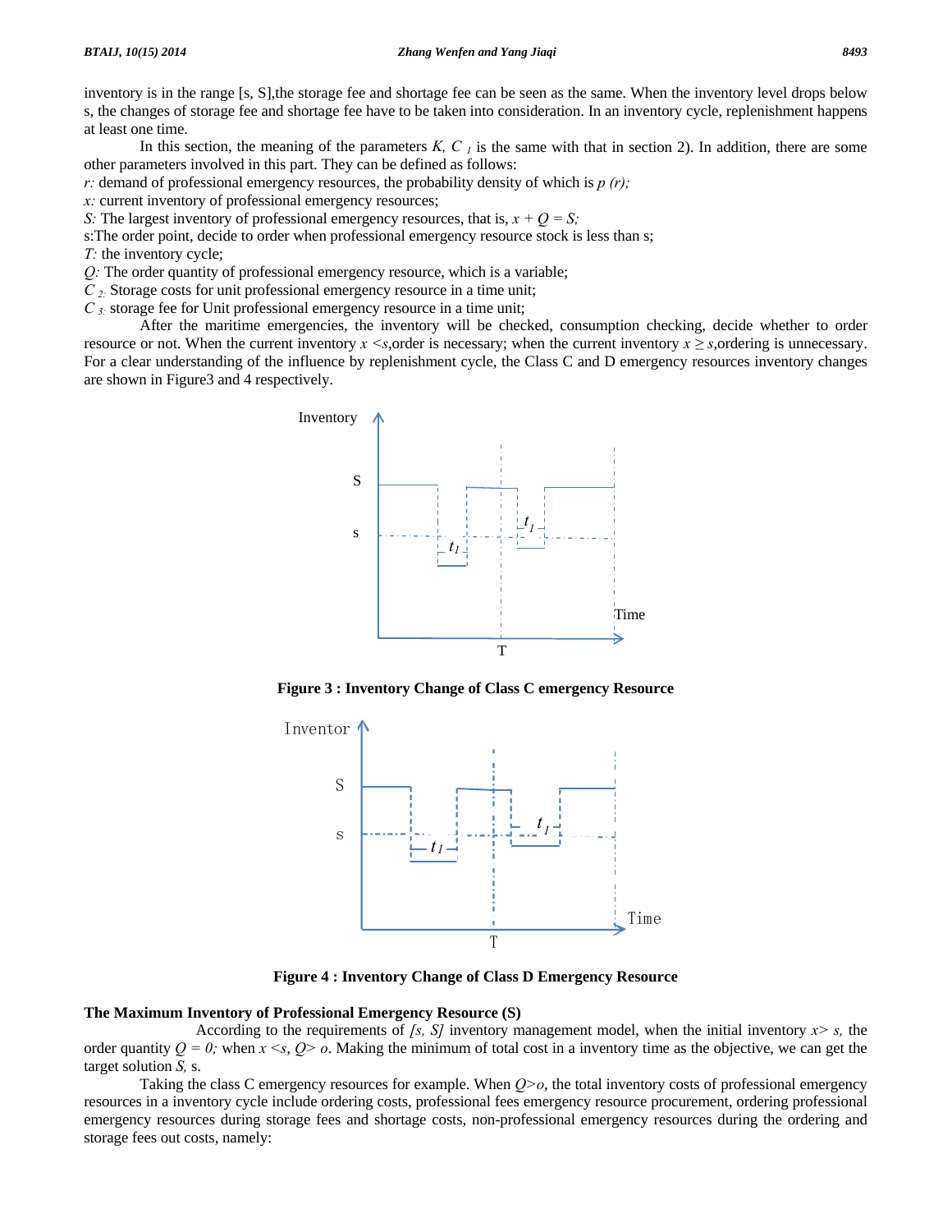inventory is in the range [s, S],the storage fee and shortage fee can be seen as the same. When the inventory level drops below s, the changes of storage fee and shortage fee have to be taken into consideration. In an inventory cycle, replenishment happens at least one time.

In this section, the meaning of the parameters $K$, $C_1$ is the same with that in section 2). In addition, there are some other parameters involved in this part. They can be defined as follows:

*r:* demand of professional emergency resources, the probability density of which is $p(r)$;
*x:* current inventory of professional emergency resources;
*S:* The largest inventory of professional emergency resources, that is, $x + Q = S$;
s:The order point, decide to order when professional emergency resource stock is less than s;
*T:* the inventory cycle;
*Q:* The order quantity of professional emergency resource, which is a variable;
$C_2$: Storage costs for unit professional emergency resource in a time unit;
$C_3$: storage fee for Unit professional emergency resource in a time unit;

After the maritime emergencies, the inventory will be checked, consumption checking, decide whether to order resource or not. When the current inventory $x < s$,order is necessary; when the current inventory $x \geq s$,ordering is unnecessary. For a clear understanding of the influence by replenishment cycle, the Class C and D emergency resources inventory changes are shown in Figure3 and 4 respectively.

**Figure 3 : Inventory Change of Class C emergency Resource**

**Figure 4 : Inventory Change of Class D Emergency Resource**

**The Maximum Inventory of Professional Emergency Resource (S)**

According to the requirements of *[s, S]* inventory management model, when the initial inventory $x > s$, the order quantity $Q = 0$; when $x < s$, $Q > o$. Making the minimum of total cost in a inventory time as the objective, we can get the target solution *S,* s.

Taking the class C emergency resources for example. When $Q > o$, the total inventory costs of professional emergency resources in a inventory cycle include ordering costs, professional fees emergency resource procurement, ordering professional emergency resources during storage fees and shortage costs, non-professional emergency resources during the ordering and storage fees out costs, namely: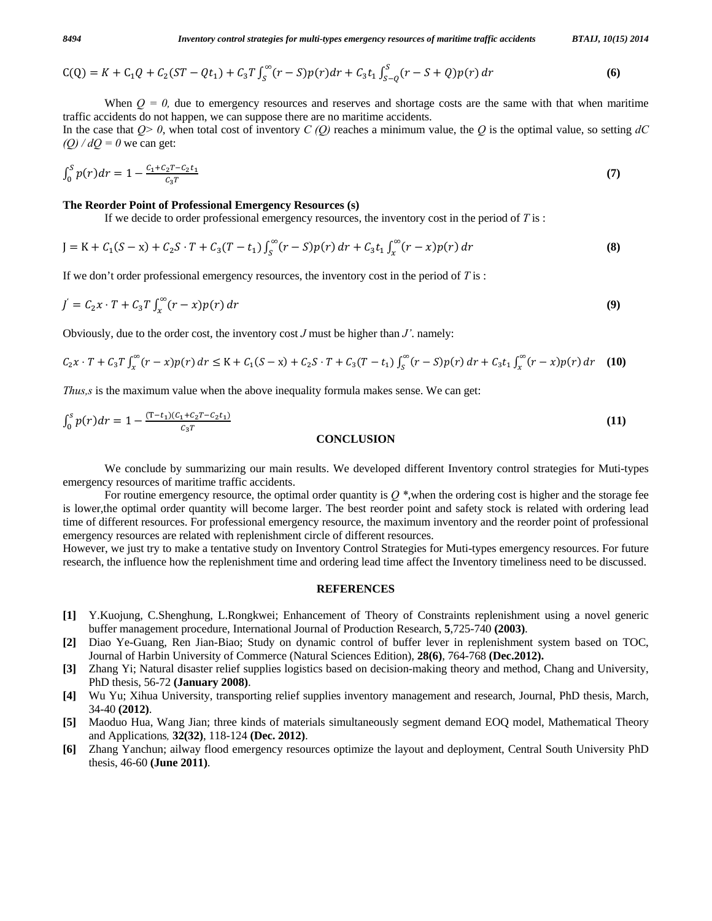$$\mathrm{C(Q)} = K + \mathrm{C}_1 Q + C_2(ST - Qt_1) + C_3 T \int_S^{\infty}(r - S)p(r)dr + C_3 t_1 \int_{S-Q}^{S}(r - S + Q)p(r)\,dr \tag{6}$$

When $Q = 0$, due to emergency resources and reserves and shortage costs are the same with that when maritime traffic accidents do not happen, we can suppose there are no maritime accidents.

In the case that $Q > 0$, when total cost of inventory $C(Q)$ reaches a minimum value, the $Q$ is the optimal value, so setting $dC(Q)/dQ = 0$ we can get:

$$\int_0^S p(r)dr = 1 - \frac{C_1 + C_2 T - C_2 t_1}{C_3 T} \tag{7}$$

**The Reorder Point of Professional Emergency Resources (s)**

If we decide to order professional emergency resources, the inventory cost in the period of $T$ is :

$$\mathrm{J} = \mathrm{K} + C_1(S - \mathrm{x}) + C_2 S \cdot T + C_3(T - t_1)\int_S^{\infty}(r - S)p(r)\,dr + C_3 t_1 \int_x^{\infty}(r - x)p(r)\,dr \tag{8}$$

If we don't order professional emergency resources, the inventory cost in the period of $T$ is :

$$J' = C_2 x \cdot T + C_3 T \int_x^{\infty}(r - x)p(r)\,dr \tag{9}$$

Obviously, due to the order cost, the inventory cost $J$ must be higher than $J'$. namely:

$$C_2 x \cdot T + C_3 T \int_x^{\infty}(r - x)p(r)\,dr \leq \mathrm{K} + C_1(S - \mathrm{x}) + C_2 S \cdot T + C_3(T - t_1)\int_S^{\infty}(r - S)p(r)\,dr + C_3 t_1 \int_x^{\infty}(r - x)p(r)\,dr \tag{10}$$

*Thus,s* is the maximum value when the above inequality formula makes sense. We can get:

$$\int_0^s p(r)dr = 1 - \frac{(\mathrm{T} - t_1)(C_1 + C_2 T - C_2 t_1)}{C_3 T} \tag{11}$$

## CONCLUSION

We conclude by summarizing our main results. We developed different Inventory control strategies for Muti-types emergency resources of maritime traffic accidents.

For routine emergency resource, the optimal order quantity is $Q$ *,when the ordering cost is higher and the storage fee is lower,the optimal order quantity will become larger. The best reorder point and safety stock is related with ordering lead time of different resources. For professional emergency resource, the maximum inventory and the reorder point of professional emergency resources are related with replenishment circle of different resources.

However, we just try to make a tentative study on Inventory Control Strategies for Muti-types emergency resources. For future research, the influence how the replenishment time and ordering lead time affect the Inventory timeliness need to be discussed.

## REFERENCES

**[1]** Y.Kuojung, C.Shenghung, L.Rongkwei; Enhancement of Theory of Constraints replenishment using a novel generic buffer management procedure, International Journal of Production Research, **5**,725-740 **(2003)**.

**[2]** Diao Ye-Guang, Ren Jian-Biao; Study on dynamic control of buffer lever in replenishment system based on TOC, Journal of Harbin University of Commerce (Natural Sciences Edition), **28(6)**, 764-768 **(Dec.2012).**

**[3]** Zhang Yi; Natural disaster relief supplies logistics based on decision-making theory and method, Chang and University, PhD thesis, 56-72 **(January 2008)**.

**[4]** Wu Yu; Xihua University, transporting relief supplies inventory management and research, Journal, PhD thesis, March, 34-40 **(2012)**.

**[5]** Maoduo Hua, Wang Jian; three kinds of materials simultaneously segment demand EOQ model, Mathematical Theory and Applications, **32(32)**, 118-124 **(Dec. 2012)**.

**[6]** Zhang Yanchun; ailway flood emergency resources optimize the layout and deployment, Central South University PhD thesis, 46-60 **(June 2011)**.